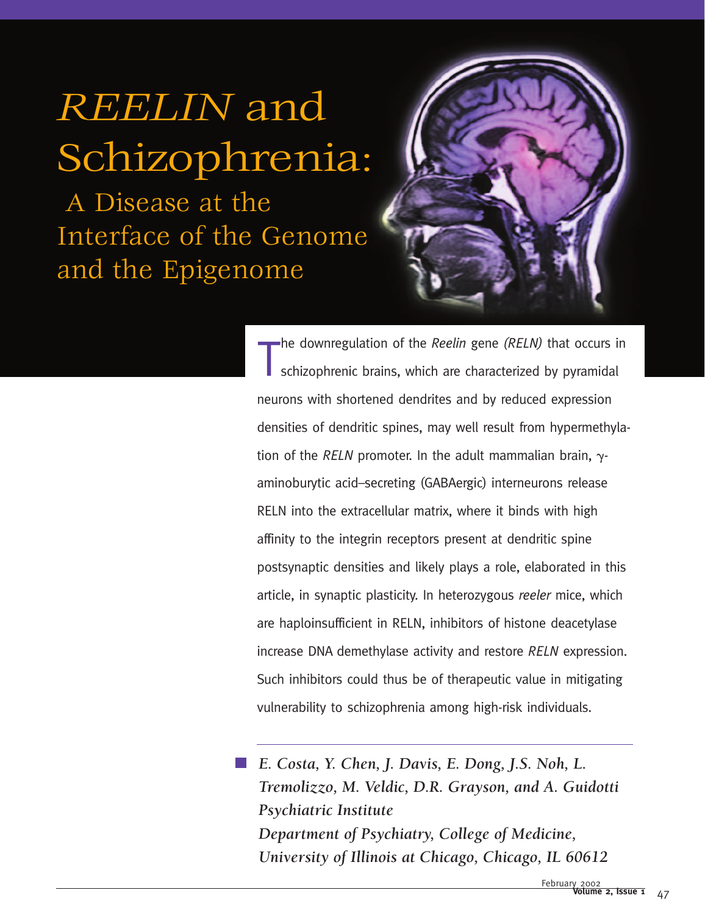# *REELIN* and Schizophrenia: A Disease at the Interface of the Genome and the Epigenome

The downregulation of the *Reelin* gene *(RELN)* that occurs in schizophrenic brains, which are characterized by pyramidal neurons with shortened dendrites and by reduced expression densities of dendritic spines, may well result from hypermethylation of the *RELN* promoter. In the adult mammalian brain, γ-aminoburytic acid–secreting (GABAergic) interneurons release RELN into the extracellular matrix, where it binds with high affinity to the integrin receptors present at dendritic spine postsynaptic densities and likely plays a role, elaborated in this article, in synaptic plasticity. In heterozygous *reeler* mice, which are haploinsufficient in RELN, inhibitors of histone deacetylase increase DNA demethylase activity and restore *RELN* expression. Such inhibitors could thus be of therapeutic value in mitigating vulnerability to schizophrenia among high-risk individuals.

*E. Costa, Y. Chen, J. Davis, E. Dong, J.S. Noh, L. Tremolizzo, M. Veldic, D.R. Grayson, and A. Guidotti*
*Psychiatric Institute*
*Department of Psychiatry, College of Medicine, University of Illinois at Chicago, Chicago, IL 60612*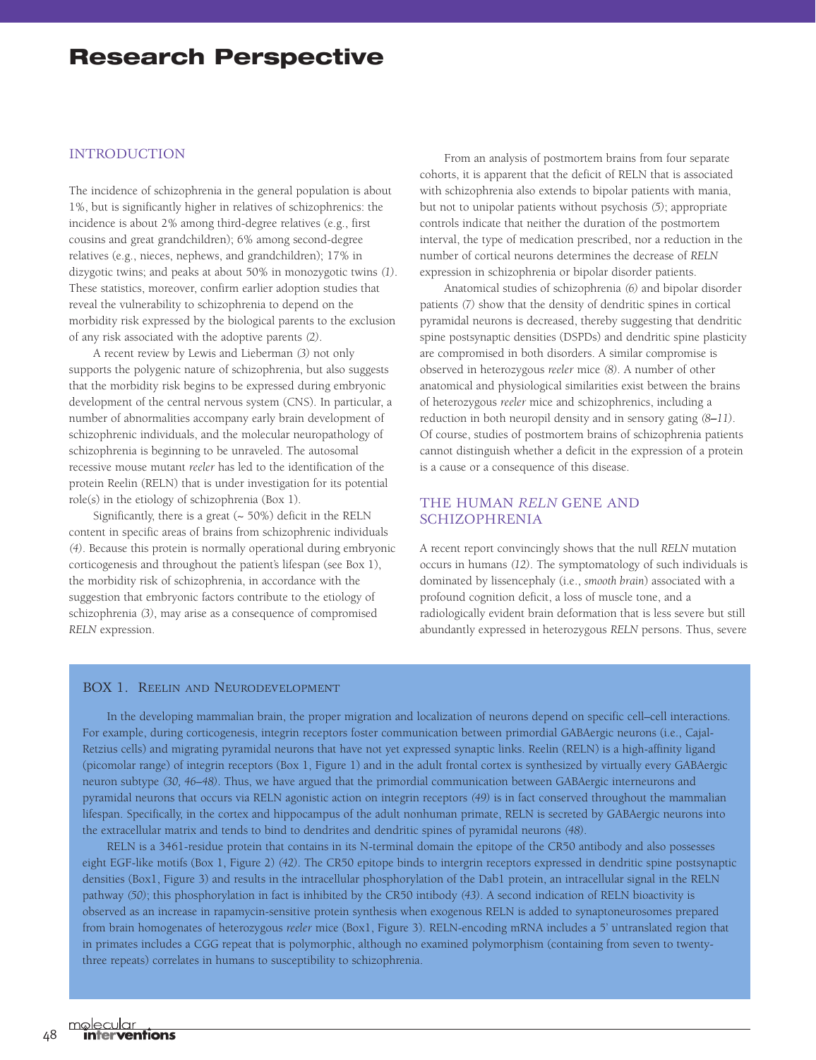# Research Perspective

## INTRODUCTION

The incidence of schizophrenia in the general population is about 1%, but is significantly higher in relatives of schizophrenics: the incidence is about 2% among third-degree relatives (e.g., first cousins and great grandchildren); 6% among second-degree relatives (e.g., nieces, nephews, and grandchildren); 17% in dizygotic twins; and peaks at about 50% in monozygotic twins *(1)*. These statistics, moreover, confirm earlier adoption studies that reveal the vulnerability to schizophrenia to depend on the morbidity risk expressed by the biological parents to the exclusion of any risk associated with the adoptive parents *(2)*.

A recent review by Lewis and Lieberman *(3)* not only supports the polygenic nature of schizophrenia, but also suggests that the morbidity risk begins to be expressed during embryonic development of the central nervous system (CNS). In particular, a number of abnormalities accompany early brain development of schizophrenic individuals, and the molecular neuropathology of schizophrenia is beginning to be unraveled. The autosomal recessive mouse mutant *reeler* has led to the identification of the protein Reelin (RELN) that is under investigation for its potential role(s) in the etiology of schizophrenia (Box 1).

Significantly, there is a great (~ 50%) deficit in the RELN content in specific areas of brains from schizophrenic individuals *(4)*. Because this protein is normally operational during embryonic corticogenesis and throughout the patient's lifespan (see Box 1), the morbidity risk of schizophrenia, in accordance with the suggestion that embryonic factors contribute to the etiology of schizophrenia *(3)*, may arise as a consequence of compromised *RELN* expression.

From an analysis of postmortem brains from four separate cohorts, it is apparent that the deficit of RELN that is associated with schizophrenia also extends to bipolar patients with mania, but not to unipolar patients without psychosis *(5)*; appropriate controls indicate that neither the duration of the postmortem interval, the type of medication prescribed, nor a reduction in the number of cortical neurons determines the decrease of *RELN* expression in schizophrenia or bipolar disorder patients.

Anatomical studies of schizophrenia *(6)* and bipolar disorder patients *(7)* show that the density of dendritic spines in cortical pyramidal neurons is decreased, thereby suggesting that dendritic spine postsynaptic densities (DSPDs) and dendritic spine plasticity are compromised in both disorders. A similar compromise is observed in heterozygous *reeler* mice *(8)*. A number of other anatomical and physiological similarities exist between the brains of heterozygous *reeler* mice and schizophrenics, including a reduction in both neuropil density and in sensory gating *(8–11)*. Of course, studies of postmortem brains of schizophrenia patients cannot distinguish whether a deficit in the expression of a protein is a cause or a consequence of this disease.

## THE HUMAN *RELN* GENE AND SCHIZOPHRENIA

A recent report convincingly shows that the null *RELN* mutation occurs in humans *(12)*. The symptomatology of such individuals is dominated by lissencephaly (i.e., *smooth brain*) associated with a profound cognition deficit, a loss of muscle tone, and a radiologically evident brain deformation that is less severe but still abundantly expressed in heterozygous *RELN* persons. Thus, severe

### BOX 1. Reelin and Neurodevelopment

In the developing mammalian brain, the proper migration and localization of neurons depend on specific cell–cell interactions. For example, during corticogenesis, integrin receptors foster communication between primordial GABAergic neurons (i.e., Cajal-Retzius cells) and migrating pyramidal neurons that have not yet expressed synaptic links. Reelin (RELN) is a high-affinity ligand (picomolar range) of integrin receptors (Box 1, Figure 1) and in the adult frontal cortex is synthesized by virtually every GABAergic neuron subtype *(30, 46–48)*. Thus, we have argued that the primordial communication between GABAergic interneurons and pyramidal neurons that occurs via RELN agonistic action on integrin receptors *(49)* is in fact conserved throughout the mammalian lifespan. Specifically, in the cortex and hippocampus of the adult nonhuman primate, RELN is secreted by GABAergic neurons into the extracellular matrix and tends to bind to dendrites and dendritic spines of pyramidal neurons *(48)*.

RELN is a 3461-residue protein that contains in its N-terminal domain the epitope of the CR50 antibody and also possesses eight EGF-like motifs (Box 1, Figure 2) *(42)*. The CR50 epitope binds to intergrin receptors expressed in dendritic spine postsynaptic densities (Box1, Figure 3) and results in the intracellular phosphorylation of the Dab1 protein, an intracellular signal in the RELN pathway *(50)*; this phosphorylation in fact is inhibited by the CR50 antibody *(43)*. A second indication of RELN bioactivity is observed as an increase in rapamycin-sensitive protein synthesis when exogenous RELN is added to synaptoneurosomes prepared from brain homogenates of heterozygous *reeler* mice (Box1, Figure 3). RELN-encoding mRNA includes a 5' untranslated region that in primates includes a CGG repeat that is polymorphic, although no examined polymorphism (containing from seven to twenty-three repeats) correlates in humans to susceptibility to schizophrenia.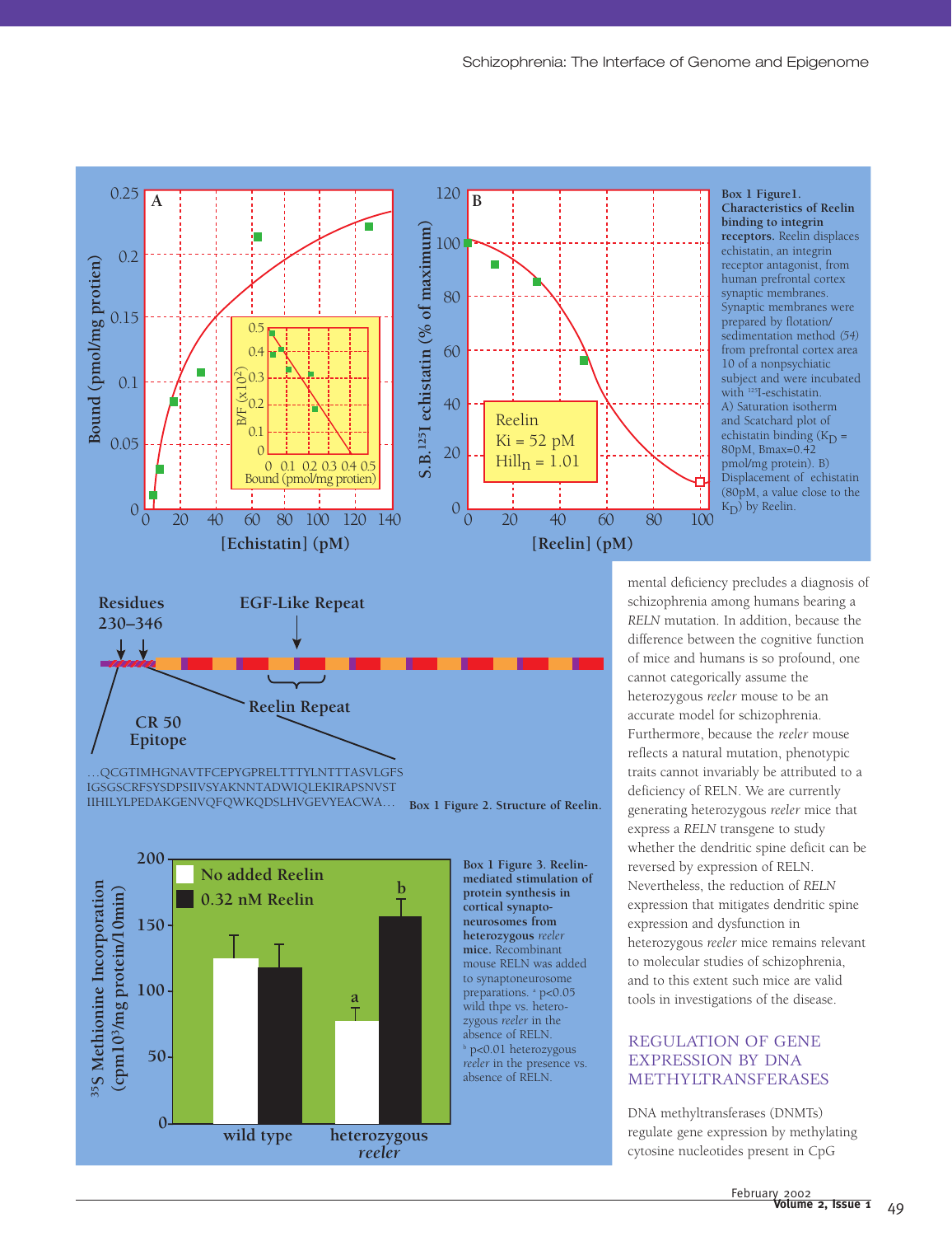**Box 1 Figure1. Characteristics of Reelin binding to integrin receptors.** Reelin displaces echistatin, an integrin receptor antagonist, from human prefrontal cortex synaptic membranes. Synaptic membranes were prepared by flotation/sedimentation method *(54)* from prefrontal cortex area 10 of a nonpsychiatic subject and were incubated with [125]I-echistatin. A) Saturation isotherm and Scatchard plot of echistatin binding ($K_D$ = 80pM, Bmax=0.42 pmol/mg protein). B) Displacement of echistatin (80pM, a value close to the $K_D$) by Reelin.

Residues 230–346

EGF-Like Repeat

Reelin Repeat

CR 50 Epitope

…QCGTIMHGNAVTFCEPYGPRELTTTYLNTTTASVLGFS IGSGSCRFSYSDPSIIVSYAKNNTADWIQLEKIRAPSNVST IIHILYLPEDAKGENVQFQWKQDSLHVGEVYEACWA…

**Box 1 Figure 2. Structure of Reelin.**

**Box 1 Figure 3. Reelin-mediated stimulation of protein synthesis in cortical synaptoneurosomes from heterozygous** ***reeler*** **mice.** Recombinant mouse RELN was added to synaptoneurosome preparations. [a] $p<0.05$ wild thpe vs. heterozygous *reeler* in the absence of RELN. [b] $p<0.01$ heterozygous *reeler* in the presence vs. absence of RELN.

mental deficiency precludes a diagnosis of schizophrenia among humans bearing a *RELN* mutation. In addition, because the difference between the cognitive function of mice and humans is so profound, one cannot categorically assume the heterozygous *reeler* mouse to be an accurate model for schizophrenia. Furthermore, because the *reeler* mouse reflects a natural mutation, phenotypic traits cannot invariably be attributed to a deficiency of RELN. We are currently generating heterozygous *reeler* mice that express a *RELN* transgene to study whether the dendritic spine deficit can be reversed by expression of RELN. Nevertheless, the reduction of *RELN* expression that mitigates dendritic spine expression and dysfunction in heterozygous *reeler* mice remains relevant to molecular studies of schizophrenia, and to this extent such mice are valid tools in investigations of the disease.

## REGULATION OF GENE EXPRESSION BY DNA METHYLTRANSFERASES

DNA methyltransferases (DNMTs) regulate gene expression by methylating cytosine nucleotides present in CpG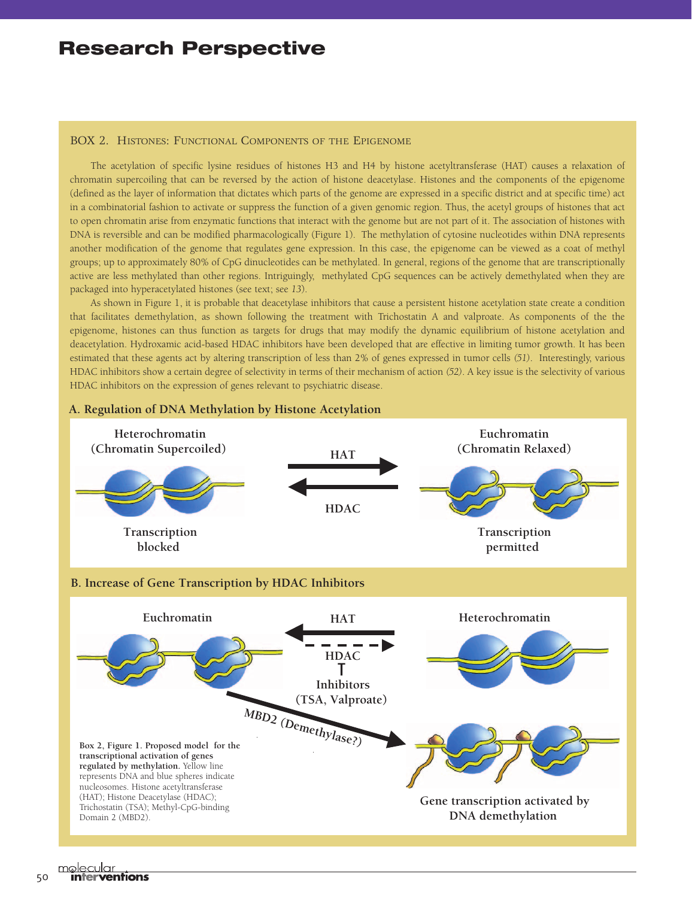## BOX 2. Histones: Functional Components of the Epigenome

The acetylation of specific lysine residues of histones H3 and H4 by histone acetyltransferase (HAT) causes a relaxation of chromatin supercoiling that can be reversed by the action of histone deacetylase. Histones and the components of the epigenome (defined as the layer of information that dictates which parts of the genome are expressed in a specific district and at specific time) act in a combinatorial fashion to activate or suppress the function of a given genomic region. Thus, the acetyl groups of histones that act to open chromatin arise from enzymatic functions that interact with the genome but are not part of it. The association of histones with DNA is reversible and can be modified pharmacologically (Figure 1). The methylation of cytosine nucleotides within DNA represents another modification of the genome that regulates gene expression. In this case, the epigenome can be viewed as a coat of methyl groups; up to approximately 80% of CpG dinucleotides can be methylated. In general, regions of the genome that are transcriptionally active are less methylated than other regions. Intriguingly, methylated CpG sequences can be actively demethylated when they are packaged into hyperacetylated histones (see text; see *13*).

As shown in Figure 1, it is probable that deacetylase inhibitors that cause a persistent histone acetylation state create a condition that facilitates demethylation, as shown following the treatment with Trichostatin A and valproate. As components of the the epigenome, histones can thus function as targets for drugs that may modify the dynamic equilibrium of histone acetylation and deacetylation. Hydroxamic acid-based HDAC inhibitors have been developed that are effective in limiting tumor growth. It has been estimated that these agents act by altering transcription of less than 2% of genes expressed in tumor cells *(51)*. Interestingly, various HDAC inhibitors show a certain degree of selectivity in terms of their mechanism of action *(52)*. A key issue is the selectivity of various HDAC inhibitors on the expression of genes relevant to psychiatric disease.

**A. Regulation of DNA Methylation by Histone Acetylation**

Heterochromatin (Chromatin Supercoiled) — Transcription blocked

HAT →
← HDAC

Euchromatin (Chromatin Relaxed) — Transcription permitted

**B. Increase of Gene Transcription by HDAC Inhibitors**

Euchromatin

← HAT
HDAC (dashed →) ⊣ Inhibitors (TSA, Valproate)

Heterochromatin

MBD2 (Demethylase?) →

Gene transcription activated by DNA demethylation

**Box 2, Figure 1. Proposed model for the transcriptional activation of genes regulated by methylation.** Yellow line represents DNA and blue spheres indicate nucleosomes. Histone acetyltransferase (HAT); Histone Deacetylase (HDAC); Trichostatin (TSA); Methyl-CpG-binding Domain 2 (MBD2).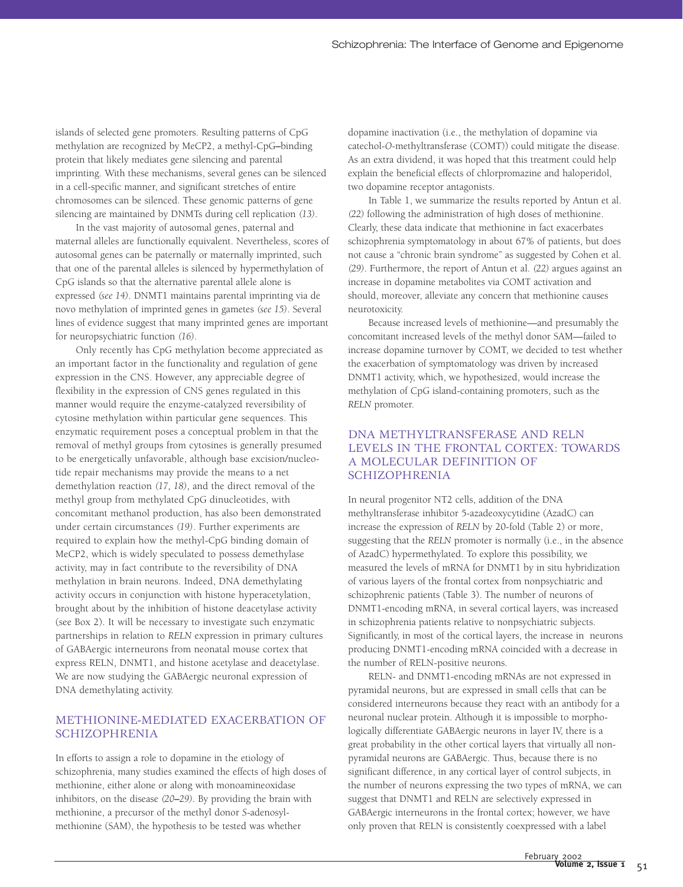islands of selected gene promoters. Resulting patterns of CpG methylation are recognized by MeCP2, a methyl-CpG–binding protein that likely mediates gene silencing and parental imprinting. With these mechanisms, several genes can be silenced in a cell-specific manner, and significant stretches of entire chromosomes can be silenced. These genomic patterns of gene silencing are maintained by DNMTs during cell replication *(13)*.

In the vast majority of autosomal genes, paternal and maternal alleles are functionally equivalent. Nevertheless, scores of autosomal genes can be paternally or maternally imprinted, such that one of the parental alleles is silenced by hypermethylation of CpG islands so that the alternative parental allele alone is expressed *(see 14)*. DNMT1 maintains parental imprinting via de novo methylation of imprinted genes in gametes *(see 15)*. Several lines of evidence suggest that many imprinted genes are important for neuropsychiatric function *(16)*.

Only recently has CpG methylation become appreciated as an important factor in the functionality and regulation of gene expression in the CNS. However, any appreciable degree of flexibility in the expression of CNS genes regulated in this manner would require the enzyme-catalyzed reversibility of cytosine methylation within particular gene sequences. This enzymatic requirement poses a conceptual problem in that the removal of methyl groups from cytosines is generally presumed to be energetically unfavorable, although base excision/nucleotide repair mechanisms may provide the means to a net demethylation reaction *(17, 18)*, and the direct removal of the methyl group from methylated CpG dinucleotides, with concomitant methanol production, has also been demonstrated under certain circumstances *(19)*. Further experiments are required to explain how the methyl-CpG binding domain of MeCP2, which is widely speculated to possess demethylase activity, may in fact contribute to the reversibility of DNA methylation in brain neurons. Indeed, DNA demethylating activity occurs in conjunction with histone hyperacetylation, brought about by the inhibition of histone deacetylase activity (see Box 2). It will be necessary to investigate such enzymatic partnerships in relation to *RELN* expression in primary cultures of GABAergic interneurons from neonatal mouse cortex that express RELN, DNMT1, and histone acetylase and deacetylase. We are now studying the GABAergic neuronal expression of DNA demethylating activity.

## METHIONINE-MEDIATED EXACERBATION OF SCHIZOPHRENIA

In efforts to assign a role to dopamine in the etiology of schizophrenia, many studies examined the effects of high doses of methionine, either alone or along with monoamineoxidase inhibitors, on the disease *(20–29)*. By providing the brain with methionine, a precursor of the methyl donor *S*-adenosylmethionine (SAM), the hypothesis to be tested was whether dopamine inactivation (i.e., the methylation of dopamine via catechol-*O*-methyltransferase (COMT)) could mitigate the disease. As an extra dividend, it was hoped that this treatment could help explain the beneficial effects of chlorpromazine and haloperidol, two dopamine receptor antagonists.

In Table 1, we summarize the results reported by Antun et al. *(22)* following the administration of high doses of methionine. Clearly, these data indicate that methionine in fact exacerbates schizophrenia symptomatology in about 67% of patients, but does not cause a "chronic brain syndrome" as suggested by Cohen et al. *(29)*. Furthermore, the report of Antun et al. *(22)* argues against an increase in dopamine metabolites via COMT activation and should, moreover, alleviate any concern that methionine causes neurotoxicity.

Because increased levels of methionine—and presumably the concomitant increased levels of the methyl donor SAM—failed to increase dopamine turnover by COMT, we decided to test whether the exacerbation of symptomatology was driven by increased DNMT1 activity, which, we hypothesized, would increase the methylation of CpG island-containing promoters, such as the *RELN* promoter.

## DNA METHYLTRANSFERASE AND RELN LEVELS IN THE FRONTAL CORTEX: TOWARDS A MOLECULAR DEFINITION OF SCHIZOPHRENIA

In neural progenitor NT2 cells, addition of the DNA methyltransferase inhibitor 5-azadeoxycytidine (AzadC) can increase the expression of *RELN* by 20-fold (Table 2) or more, suggesting that the *RELN* promoter is normally (i.e., in the absence of AzadC) hypermethylated. To explore this possibility, we measured the levels of mRNA for DNMT1 by in situ hybridization of various layers of the frontal cortex from nonpsychiatric and schizophrenic patients (Table 3). The number of neurons of DNMT1-encoding mRNA, in several cortical layers, was increased in schizophrenia patients relative to nonpsychiatric subjects. Significantly, in most of the cortical layers, the increase in neurons producing DNMT1-encoding mRNA coincided with a decrease in the number of RELN-positive neurons.

RELN- and DNMT1-encoding mRNAs are not expressed in pyramidal neurons, but are expressed in small cells that can be considered interneurons because they react with an antibody for a neuronal nuclear protein. Although it is impossible to morphologically differentiate GABAergic neurons in layer IV, there is a great probability in the other cortical layers that virtually all non-pyramidal neurons are GABAergic. Thus, because there is no significant difference, in any cortical layer of control subjects, in the number of neurons expressing the two types of mRNA, we can suggest that DNMT1 and RELN are selectively expressed in GABAergic interneurons in the frontal cortex; however, we have only proven that RELN is consistently coexpressed with a label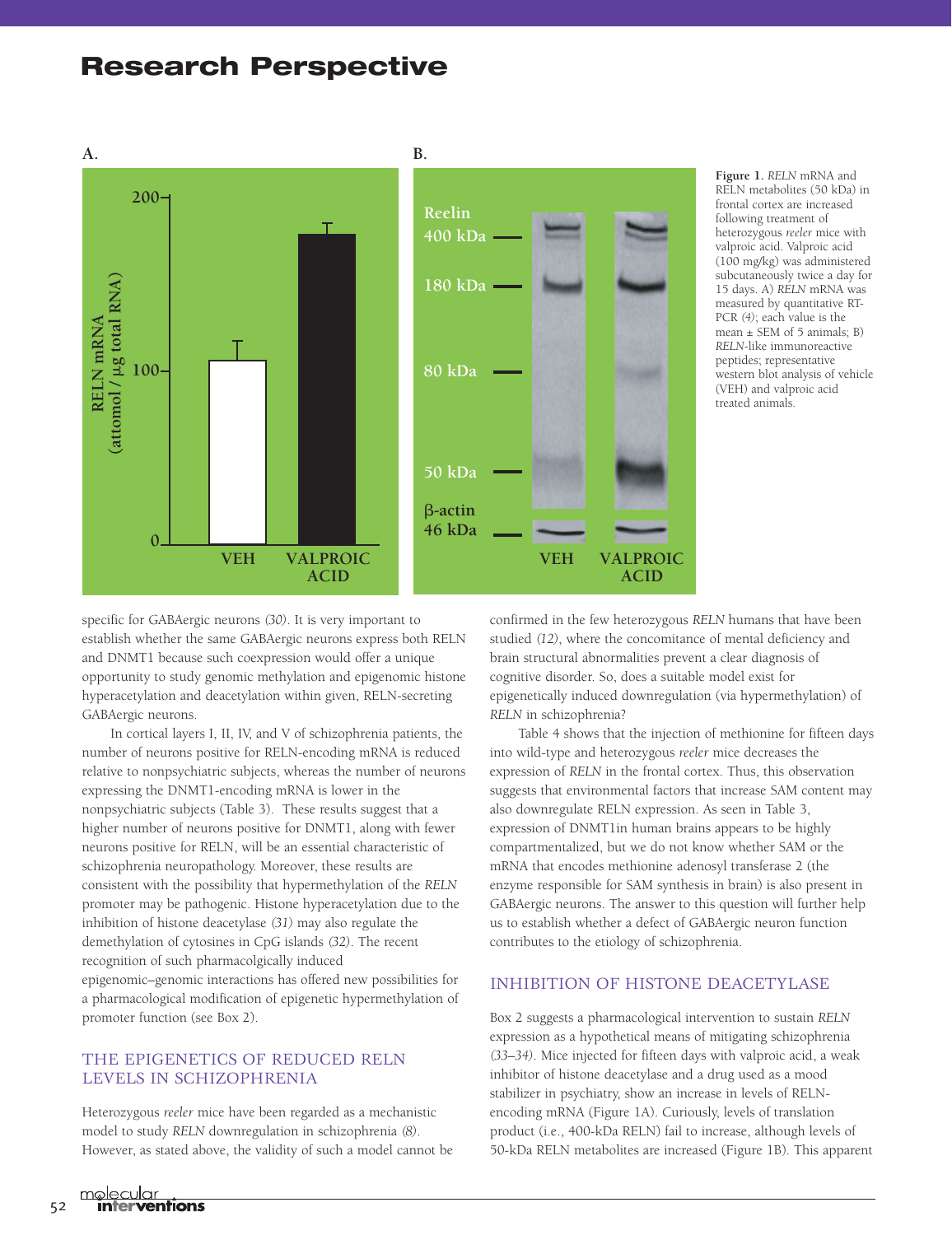**Figure 1.** *RELN* mRNA and RELN metabolites (50 kDa) in frontal cortex are increased following treatment of heterozygous *reeler* mice with valproic acid. Valproic acid (100 mg/kg) was administered subcutaneously twice a day for 15 days. A) *RELN* mRNA was measured by quantitative RT-PCR *(4)*; each value is the mean ± SEM of 5 animals; B) *RELN*-like immunoreactive peptides; representative western blot analysis of vehicle (VEH) and valproic acid treated animals.

specific for GABAergic neurons *(30)*. It is very important to establish whether the same GABAergic neurons express both RELN and DNMT1 because such coexpression would offer a unique opportunity to study genomic methylation and epigenomic histone hyperacetylation and deacetylation within given, RELN-secreting GABAergic neurons.

In cortical layers I, II, IV, and V of schizophrenia patients, the number of neurons positive for RELN-encoding mRNA is reduced relative to nonpsychiatric subjects, whereas the number of neurons expressing the DNMT1-encoding mRNA is lower in the nonpsychiatric subjects (Table 3). These results suggest that a higher number of neurons positive for DNMT1, along with fewer neurons positive for RELN, will be an essential characteristic of schizophrenia neuropathology. Moreover, these results are consistent with the possibility that hypermethylation of the *RELN* promoter may be pathogenic. Histone hyperacetylation due to the inhibition of histone deacetylase *(31)* may also regulate the demethylation of cytosines in CpG islands *(32)*. The recent recognition of such pharmacolgically induced epigenomic–genomic interactions has offered new possibilities for a pharmacological modification of epigenetic hypermethylation of promoter function (see Box 2).

## THE EPIGENETICS OF REDUCED RELN LEVELS IN SCHIZOPHRENIA

Heterozygous *reeler* mice have been regarded as a mechanistic model to study *RELN* downregulation in schizophrenia *(8)*. However, as stated above, the validity of such a model cannot be confirmed in the few heterozygous *RELN* humans that have been studied *(12)*, where the concomitance of mental deficiency and brain structural abnormalities prevent a clear diagnosis of cognitive disorder. So, does a suitable model exist for epigenetically induced downregulation (via hypermethylation) of *RELN* in schizophrenia?

Table 4 shows that the injection of methionine for fifteen days into wild-type and heterozygous *reeler* mice decreases the expression of *RELN* in the frontal cortex. Thus, this observation suggests that environmental factors that increase SAM content may also downregulate RELN expression. As seen in Table 3, expression of DNMT1in human brains appears to be highly compartmentalized, but we do not know whether SAM or the mRNA that encodes methionine adenosyl transferase 2 (the enzyme responsible for SAM synthesis in brain) is also present in GABAergic neurons. The answer to this question will further help us to establish whether a defect of GABAergic neuron function contributes to the etiology of schizophrenia.

## INHIBITION OF HISTONE DEACETYLASE

Box 2 suggests a pharmacological intervention to sustain *RELN* expression as a hypothetical means of mitigating schizophrenia *(33–34)*. Mice injected for fifteen days with valproic acid, a weak inhibitor of histone deacetylase and a drug used as a mood stabilizer in psychiatry, show an increase in levels of RELN-encoding mRNA (Figure 1A). Curiously, levels of translation product (i.e., 400-kDa RELN) fail to increase, although levels of 50-kDa RELN metabolites are increased (Figure 1B). This apparent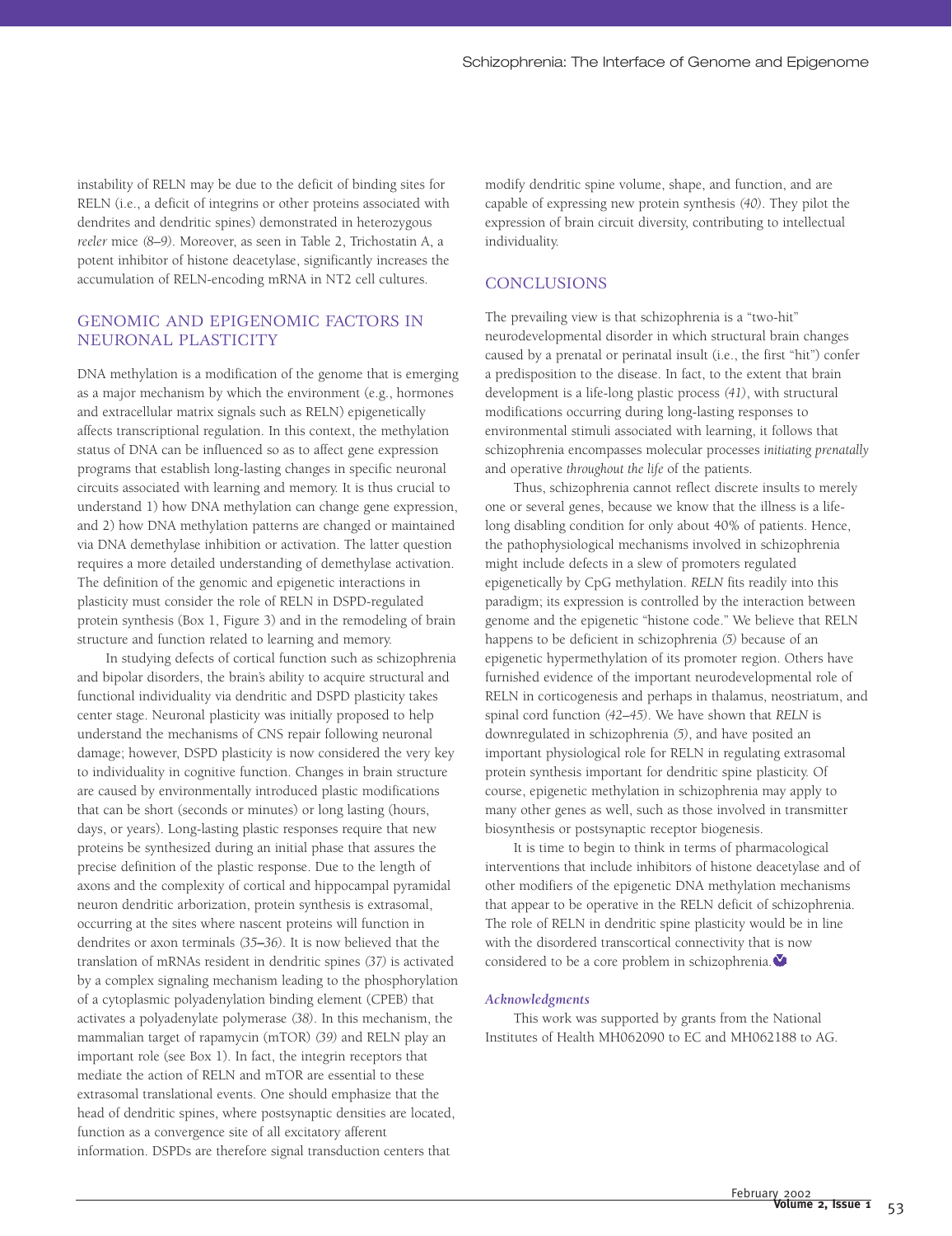instability of RELN may be due to the deficit of binding sites for RELN (i.e., a deficit of integrins or other proteins associated with dendrites and dendritic spines) demonstrated in heterozygous *reeler* mice *(8–9)*. Moreover, as seen in Table 2, Trichostatin A, a potent inhibitor of histone deacetylase, significantly increases the accumulation of RELN-encoding mRNA in NT2 cell cultures.

## GENOMIC AND EPIGENOMIC FACTORS IN NEURONAL PLASTICITY

DNA methylation is a modification of the genome that is emerging as a major mechanism by which the environment (e.g., hormones and extracellular matrix signals such as RELN) epigenetically affects transcriptional regulation. In this context, the methylation status of DNA can be influenced so as to affect gene expression programs that establish long-lasting changes in specific neuronal circuits associated with learning and memory. It is thus crucial to understand 1) how DNA methylation can change gene expression, and 2) how DNA methylation patterns are changed or maintained via DNA demethylase inhibition or activation. The latter question requires a more detailed understanding of demethylase activation. The definition of the genomic and epigenetic interactions in plasticity must consider the role of RELN in DSPD-regulated protein synthesis (Box 1, Figure 3) and in the remodeling of brain structure and function related to learning and memory.

In studying defects of cortical function such as schizophrenia and bipolar disorders, the brain's ability to acquire structural and functional individuality via dendritic and DSPD plasticity takes center stage. Neuronal plasticity was initially proposed to help understand the mechanisms of CNS repair following neuronal damage; however, DSPD plasticity is now considered the very key to individuality in cognitive function. Changes in brain structure are caused by environmentally introduced plastic modifications that can be short (seconds or minutes) or long lasting (hours, days, or years). Long-lasting plastic responses require that new proteins be synthesized during an initial phase that assures the precise definition of the plastic response. Due to the length of axons and the complexity of cortical and hippocampal pyramidal neuron dendritic arborization, protein synthesis is extrasomal, occurring at the sites where nascent proteins will function in dendrites or axon terminals *(35–36)*. It is now believed that the translation of mRNAs resident in dendritic spines *(37)* is activated by a complex signaling mechanism leading to the phosphorylation of a cytoplasmic polyadenylation binding element (CPEB) that activates a polyadenylate polymerase *(38)*. In this mechanism, the mammalian target of rapamycin (mTOR) *(39)* and RELN play an important role (see Box 1). In fact, the integrin receptors that mediate the action of RELN and mTOR are essential to these extrasomal translational events. One should emphasize that the head of dendritic spines, where postsynaptic densities are located, function as a convergence site of all excitatory afferent information. DSPDs are therefore signal transduction centers that modify dendritic spine volume, shape, and function, and are capable of expressing new protein synthesis *(40)*. They pilot the expression of brain circuit diversity, contributing to intellectual individuality.

## CONCLUSIONS

The prevailing view is that schizophrenia is a "two-hit" neurodevelopmental disorder in which structural brain changes caused by a prenatal or perinatal insult (i.e., the first "hit") confer a predisposition to the disease. In fact, to the extent that brain development is a life-long plastic process *(41)*, with structural modifications occurring during long-lasting responses to environmental stimuli associated with learning, it follows that schizophrenia encompasses molecular processes *initiating prenatally* and operative *throughout the life* of the patients.

Thus, schizophrenia cannot reflect discrete insults to merely one or several genes, because we know that the illness is a life-long disabling condition for only about 40% of patients. Hence, the pathophysiological mechanisms involved in schizophrenia might include defects in a slew of promoters regulated epigenetically by CpG methylation. *RELN* fits readily into this paradigm; its expression is controlled by the interaction between genome and the epigenetic "histone code." We believe that RELN happens to be deficient in schizophrenia *(5)* because of an epigenetic hypermethylation of its promoter region. Others have furnished evidence of the important neurodevelopmental role of RELN in corticogenesis and perhaps in thalamus, neostriatum, and spinal cord function *(42–45)*. We have shown that *RELN* is downregulated in schizophrenia *(5)*, and have posited an important physiological role for RELN in regulating extrasomal protein synthesis important for dendritic spine plasticity. Of course, epigenetic methylation in schizophrenia may apply to many other genes as well, such as those involved in transmitter biosynthesis or postsynaptic receptor biogenesis.

It is time to begin to think in terms of pharmacological interventions that include inhibitors of histone deacetylase and of other modifiers of the epigenetic DNA methylation mechanisms that appear to be operative in the RELN deficit of schizophrenia. The role of RELN in dendritic spine plasticity would be in line with the disordered transcortical connectivity that is now considered to be a core problem in schizophrenia.

### *Acknowledgments*

This work was supported by grants from the National Institutes of Health MH062090 to EC and MH062188 to AG.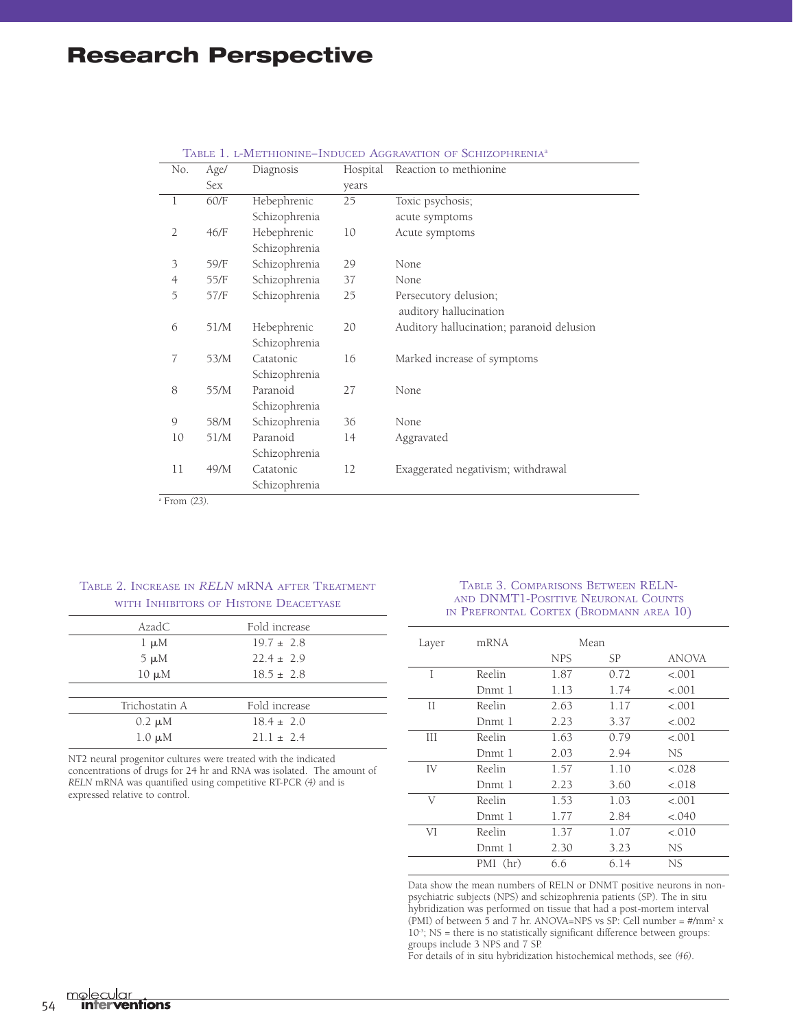Table 1. l-Methionine–Induced Aggravation of Schizophrenia[a]

| No. | Age/Sex | Diagnosis | Hospital years | Reaction to methionine |
|---|---|---|---|---|
| 1 | 60/F | Hebephrenic Schizophrenia | 25 | Toxic psychosis; acute symptoms |
| 2 | 46/F | Hebephrenic Schizophrenia | 10 | Acute symptoms |
| 3 | 59/F | Schizophrenia | 29 | None |
| 4 | 55/F | Schizophrenia | 37 | None |
| 5 | 57/F | Schizophrenia | 25 | Persecutory delusion; auditory hallucination |
| 6 | 51/M | Hebephrenic Schizophrenia | 20 | Auditory hallucination; paranoid delusion |
| 7 | 53/M | Catatonic Schizophrenia | 16 | Marked increase of symptoms |
| 8 | 55/M | Paranoid Schizophrenia | 27 | None |
| 9 | 58/M | Schizophrenia | 36 | None |
| 10 | 51/M | Paranoid Schizophrenia | 14 | Aggravated |
| 11 | 49/M | Catatonic Schizophrenia | 12 | Exaggerated negativism; withdrawal |

[a] From *(23)*.

Table 2. Increase in *RELN* mRNA after Treatment with Inhibitors of Histone Deacetyase

| AzadC | Fold increase |
|---|---|
| 1 μM | 19.7 ± 2.8 |
| 5 μM | 22.4 ± 2.9 |
| 10 μM | 18.5 ± 2.8 |
| **Trichostatin A** | **Fold increase** |
| 0.2 μM | 18.4 ± 2.0 |
| 1.0 μM | 21.1 ± 2.4 |

NT2 neural progenitor cultures were treated with the indicated concentrations of drugs for 24 hr and RNA was isolated. The amount of *RELN* mRNA was quantified using competitive RT-PCR *(4)* and is expressed relative to control.

Table 3. Comparisons Between RELN- and DNMT1-Positive Neuronal Counts in Prefrontal Cortex (Brodmann area 10)

| Layer | mRNA | Mean | | |
|---|---|---|---|---|
| | | NPS | SP | ANOVA |
| I | Reelin | 1.87 | 0.72 | <.001 |
| | Dnmt 1 | 1.13 | 1.74 | <.001 |
| II | Reelin | 2.63 | 1.17 | <.001 |
| | Dnmt 1 | 2.23 | 3.37 | <.002 |
| III | Reelin | 1.63 | 0.79 | <.001 |
| | Dnmt 1 | 2.03 | 2.94 | NS |
| IV | Reelin | 1.57 | 1.10 | <.028 |
| | Dnmt 1 | 2.23 | 3.60 | <.018 |
| V | Reelin | 1.53 | 1.03 | <.001 |
| | Dnmt 1 | 1.77 | 2.84 | <.040 |
| VI | Reelin | 1.37 | 1.07 | <.010 |
| | Dnmt 1 | 2.30 | 3.23 | NS |
| | PMI (hr) | 6.6 | 6.14 | NS |

Data show the mean numbers of RELN or DNMT positive neurons in non-psychiatric subjects (NPS) and schizophrenia patients (SP). The in situ hybridization was performed on tissue that had a post-mortem interval (PMI) of between 5 and 7 hr. ANOVA=NPS vs SP: Cell number = #/mm$^2$ x $10^{-3}$; NS = there is no statistically significant difference between groups: groups include 3 NPS and 7 SP.
For details of in situ hybridization histochemical methods, see *(46)*.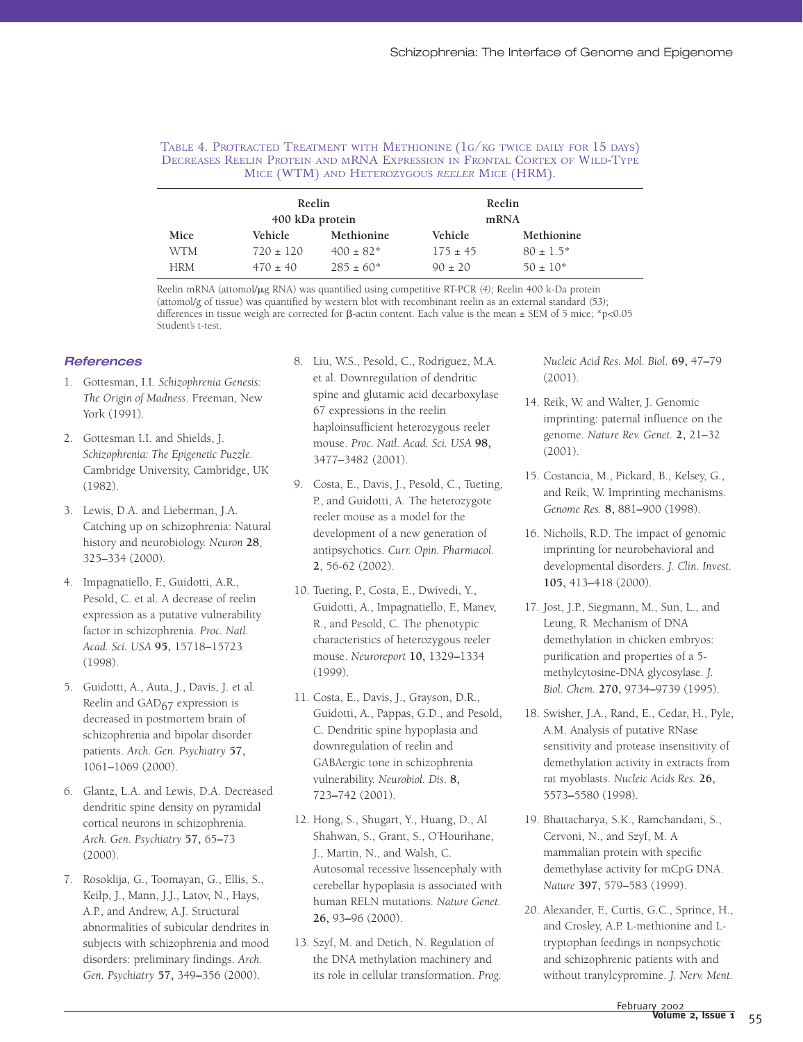Table 4. Protracted Treatment with Methionine (1g/kg twice daily for 15 days) Decreases Reelin Protein and mRNA Expression in Frontal Cortex of Wild-Type Mice (WTM) and Heterozygous *reeler* Mice (HRM).

| | Reelin 400 kDa protein | | Reelin mRNA | |
|---|---|---|---|---|
| Mice | Vehicle | Methionine | Vehicle | Methionine |
| WTM | 720 ± 120 | 400 ± 82* | 175 ± 45 | 80 ± 1.5* |
| HRM | 470 ± 40 | 285 ± 60* | 90 ± 20 | 50 ± 10* |

Reelin mRNA (attomol/μg RNA) was quantified using competitive RT-PCR *(4)*; Reelin 400 k-Da protein (attomol/g of tissue) was quantified by western blot with recombinant reelin as an external standard *(53)*; differences in tissue weigh are corrected for β-actin content. Each value is the mean ± SEM of 5 mice; *p<0.05 Student's t-test.

## References

1. Gottesman, I.I. *Schizophrenia Genesis: The Origin of Madness*. Freeman, New York (1991).
2. Gottesman I.I. and Shields, J. *Schizophrenia: The Epigenetic Puzzle*. Cambridge University, Cambridge, UK (1982).
3. Lewis, D.A. and Lieberman, J.A. Catching up on schizophrenia: Natural history and neurobiology. *Neuron* **28**, 325–334 (2000).
4. Impagnatiello, F., Guidotti, A.R., Pesold, C. et al. A decrease of reelin expression as a putative vulnerability factor in schizophrenia. *Proc. Natl. Acad. Sci. USA* **95**, 15718–15723 (1998).
5. Guidotti, A., Auta, J., Davis, J. et al. Reelin and $GAD_{67}$ expression is decreased in postmortem brain of schizophrenia and bipolar disorder patients. *Arch. Gen. Psychiatry* **57**, 1061–1069 (2000).
6. Glantz, L.A. and Lewis, D.A. Decreased dendritic spine density on pyramidal cortical neurons in schizophrenia. *Arch. Gen. Psychiatry* **57**, 65–73 (2000).
7. Rosoklija, G., Toomayan, G., Ellis, S., Keilp, J., Mann, J.J., Latov, N., Hays, A.P., and Andrew, A.J. Structural abnormalities of subicular dendrites in subjects with schizophrenia and mood disorders: preliminary findings. *Arch. Gen. Psychiatry* **57**, 349–356 (2000).
8. Liu, W.S., Pesold, C., Rodriguez, M.A. et al. Downregulation of dendritic spine and glutamic acid decarboxylase 67 expressions in the reelin haploinsufficient heterozygous reeler mouse. *Proc. Natl. Acad. Sci. USA* **98**, 3477–3482 (2001).
9. Costa, E., Davis, J., Pesold, C., Tueting, P., and Guidotti, A. The heterozygote reeler mouse as a model for the development of a new generation of antipsychotics. *Curr. Opin. Pharmacol.* **2**, 56-62 (2002).
10. Tueting, P., Costa, E., Dwivedi, Y., Guidotti, A., Impagnatiello, F., Manev, R., and Pesold, C. The phenotypic characteristics of heterozygous reeler mouse. *Neuroreport* **10**, 1329–1334 (1999).
11. Costa, E., Davis, J., Grayson, D.R., Guidotti, A., Pappas, G.D., and Pesold, C. Dendritic spine hypoplasia and downregulation of reelin and GABAergic tone in schizophrenia vulnerability. *Neurobiol. Dis*. **8**, 723–742 (2001).
12. Hong, S., Shugart, Y., Huang, D., Al Shahwan, S., Grant, S., O'Hourihane, J., Martin, N., and Walsh, C. Autosomal recessive lissencephaly with cerebellar hypoplasia is associated with human RELN mutations. *Nature Genet.* **26**, 93–96 (2000).
13. Szyf, M. and Detich, N. Regulation of the DNA methylation machinery and its role in cellular transformation. *Prog. Nucleic Acid Res. Mol. Biol.* **69**, 47–79 (2001).
14. Reik, W. and Walter, J. Genomic imprinting: paternal influence on the genome. *Nature Rev. Genet.* **2**, 21–32 (2001).
15. Costancia, M., Pickard, B., Kelsey, G., and Reik, W. Imprinting mechanisms. *Genome Res.* **8**, 881–900 (1998).
16. Nicholls, R.D. The impact of genomic imprinting for neurobehavioral and developmental disorders. *J. Clin. Invest.* **105**, 413–418 (2000).
17. Jost, J.P., Siegmann, M., Sun, L., and Leung, R. Mechanism of DNA demethylation in chicken embryos: purification and properties of a 5-methylcytosine-DNA glycosylase. *J. Biol. Chem.* **270**, 9734–9739 (1995).
18. Swisher, J.A., Rand, E., Cedar, H., Pyle, A.M. Analysis of putative RNase sensitivity and protease insensitivity of demethylation activity in extracts from rat myoblasts. *Nucleic Acids Res.* **26**, 5573–5580 (1998).
19. Bhattacharya, S.K., Ramchandani, S., Cervoni, N., and Szyf, M. A mammalian protein with specific demethylase activity for mCpG DNA. *Nature* **397**, 579–583 (1999).
20. Alexander, F., Curtis, G.C., Sprince, H., and Crosley, A.P. L-methionine and L-tryptophan feedings in nonpsychotic and schizophrenic patients with and without tranylcypromine. *J. Nerv. Ment.*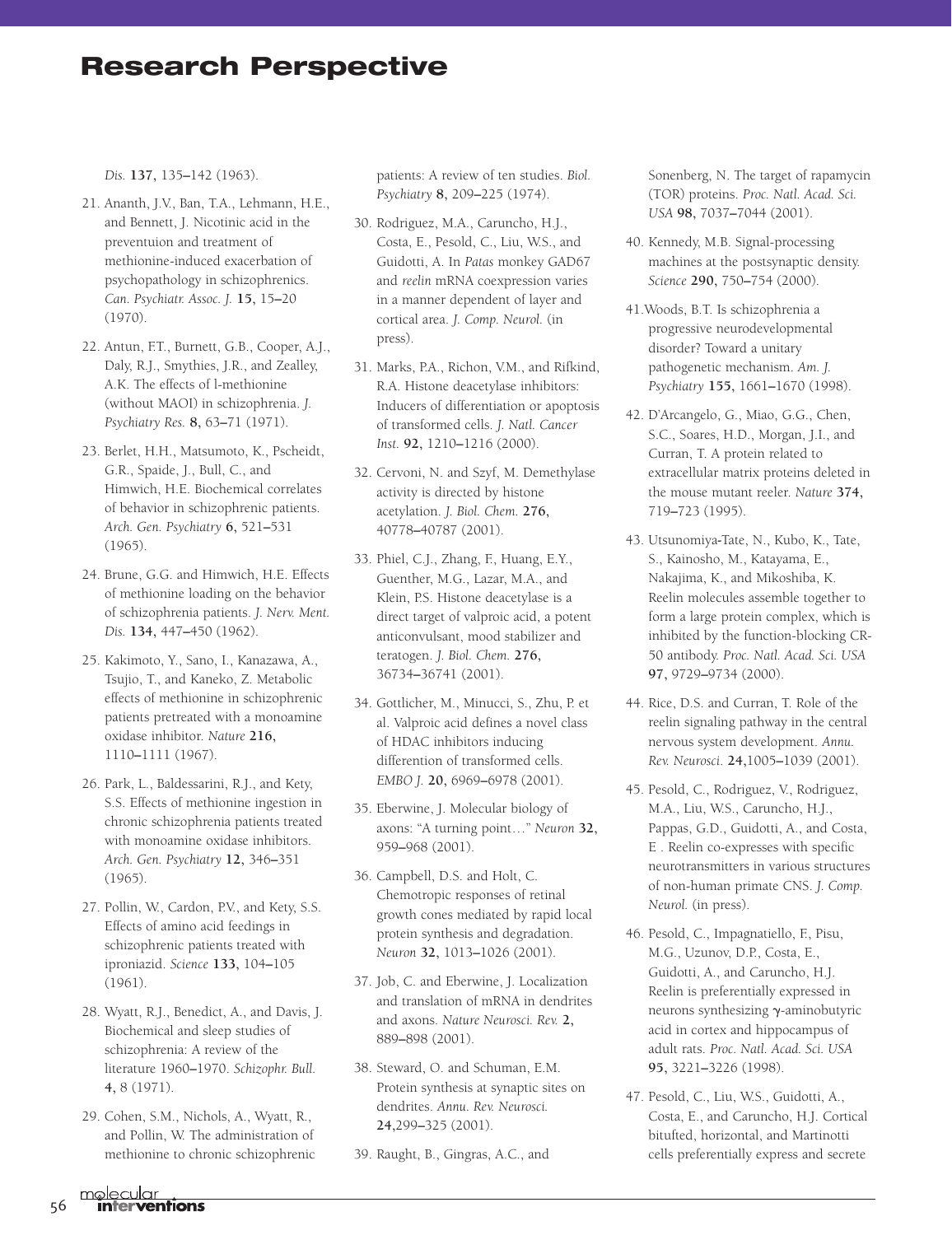*Dis.* **137,** 135–142 (1963).

21. Ananth, J.V., Ban, T.A., Lehmann, H.E., and Bennett, J. Nicotinic acid in the preventuion and treatment of methionine-induced exacerbation of psychopathology in schizophrenics. *Can. Psychiatr. Assoc. J.* **15,** 15–20 (1970).

22. Antun, F.T., Burnett, G.B., Cooper, A.J., Daly, R.J., Smythies, J.R., and Zealley, A.K. The effects of l-methionine (without MAOI) in schizophrenia. *J. Psychiatry Res.* **8,** 63–71 (1971).

23. Berlet, H.H., Matsumoto, K., Pscheidt, G.R., Spaide, J., Bull, C., and Himwich, H.E. Biochemical correlates of behavior in schizophrenic patients. *Arch. Gen. Psychiatry* **6,** 521–531 (1965).

24. Brune, G.G. and Himwich, H.E. Effects of methionine loading on the behavior of schizophrenia patients. *J. Nerv. Ment. Dis.* **134,** 447–450 (1962).

25. Kakimoto, Y., Sano, I., Kanazawa, A., Tsujio, T., and Kaneko, Z. Metabolic effects of methionine in schizophrenic patients pretreated with a monoamine oxidase inhibitor. *Nature* **216,** 1110–1111 (1967).

26. Park, L., Baldessarini, R.J., and Kety, S.S. Effects of methionine ingestion in chronic schizophrenia patients treated with monoamine oxidase inhibitors. *Arch. Gen. Psychiatry* **12,** 346–351 (1965).

27. Pollin, W., Cardon, P.V., and Kety, S.S. Effects of amino acid feedings in schizophrenic patients treated with iproniazid. *Science* **133,** 104–105 (1961).

28. Wyatt, R.J., Benedict, A., and Davis, J. Biochemical and sleep studies of schizophrenia: A review of the literature 1960–1970. *Schizophr. Bull.* **4,** 8 (1971).

29. Cohen, S.M., Nichols, A., Wyatt, R., and Pollin, W. The administration of methionine to chronic schizophrenic patients: A review of ten studies. *Biol. Psychiatry* **8,** 209–225 (1974).

30. Rodriguez, M.A., Caruncho, H.J., Costa, E., Pesold, C., Liu, W.S., and Guidotti, A. In *Patas* monkey GAD67 and *reelin* mRNA coexpression varies in a manner dependent of layer and cortical area. *J. Comp. Neurol.* (in press).

31. Marks, P.A., Richon, V.M., and Rifkind, R.A. Histone deacetylase inhibitors: Inducers of differentiation or apoptosis of transformed cells. *J. Natl. Cancer Inst.* **92,** 1210–1216 (2000).

32. Cervoni, N. and Szyf, M. Demethylase activity is directed by histone acetylation. *J. Biol. Chem.* **276,** 40778–40787 (2001).

33. Phiel, C.J., Zhang, F., Huang, E.Y., Guenther, M.G., Lazar, M.A., and Klein, P.S. Histone deacetylase is a direct target of valproic acid, a potent anticonvulsant, mood stabilizer and teratogen. *J. Biol. Chem.* **276,** 36734–36741 (2001).

34. Gottlicher, M., Minucci, S., Zhu, P. et al. Valproic acid defines a novel class of HDAC inhibitors inducing differention of transformed cells. *EMBO J.* **20,** 6969–6978 (2001).

35. Eberwine, J. Molecular biology of axons: "A turning point…" *Neuron* **32,** 959–968 (2001).

36. Campbell, D.S. and Holt, C. Chemotropic responses of retinal growth cones mediated by rapid local protein synthesis and degradation. *Neuron* **32,** 1013–1026 (2001).

37. Job, C. and Eberwine, J. Localization and translation of mRNA in dendrites and axons. *Nature Neurosci. Rev.* **2,** 889–898 (2001).

38. Steward, O. and Schuman, E.M. Protein synthesis at synaptic sites on dendrites. *Annu. Rev. Neurosci.* **24,**299–325 (2001).

39. Raught, B., Gingras, A.C., and Sonenberg, N. The target of rapamycin (TOR) proteins. *Proc. Natl. Acad. Sci. USA* **98,** 7037–7044 (2001).

40. Kennedy, M.B. Signal-processing machines at the postsynaptic density. *Science* **290,** 750–754 (2000).

41. Woods, B.T. Is schizophrenia a progressive neurodevelopmental disorder? Toward a unitary pathogenetic mechanism. *Am. J. Psychiatry* **155,** 1661–1670 (1998).

42. D'Arcangelo, G., Miao, G.G., Chen, S.C., Soares, H.D., Morgan, J.I., and Curran, T. A protein related to extracellular matrix proteins deleted in the mouse mutant reeler. *Nature* **374,** 719–723 (1995).

43. Utsunomiya-Tate, N., Kubo, K., Tate, S., Kainosho, M., Katayama, E., Nakajima, K., and Mikoshiba, K. Reelin molecules assemble together to form a large protein complex, which is inhibited by the function-blocking CR-50 antibody. *Proc. Natl. Acad. Sci. USA* **97,** 9729–9734 (2000).

44. Rice, D.S. and Curran, T. Role of the reelin signaling pathway in the central nervous system development. *Annu. Rev. Neurosci.* **24,**1005–1039 (2001).

45. Pesold, C., Rodriguez, V., Rodriguez, M.A., Liu, W.S., Caruncho, H.J., Pappas, G.D., Guidotti, A., and Costa, E . Reelin co-expresses with specific neurotransmitters in various structures of non-human primate CNS. *J. Comp. Neurol.* (in press).

46. Pesold, C., Impagnatiello, F., Pisu, M.G., Uzunov, D.P., Costa, E., Guidotti, A., and Caruncho, H.J. Reelin is preferentially expressed in neurons synthesizing $\gamma$-aminobutyric acid in cortex and hippocampus of adult rats. *Proc. Natl. Acad. Sci. USA* **95,** 3221–3226 (1998).

47. Pesold, C., Liu, W.S., Guidotti, A., Costa, E., and Caruncho, H.J. Cortical bitufted, horizontal, and Martinotti cells preferentially express and secrete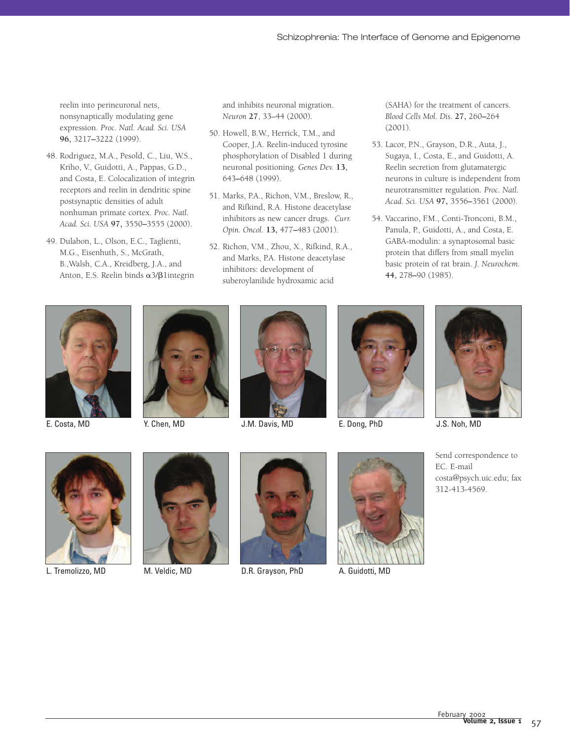reelin into perineuronal nets, nonsynaptically modulating gene expression. *Proc. Natl. Acad. Sci. USA* **96,** 3217–3222 (1999).

48. Rodriguez, M.A., Pesold, C., Liu, W.S., Kriho, V., Guidotti, A., Pappas, G.D., and Costa, E. Colocalization of integrin receptors and reelin in dendritic spine postsynaptic densities of adult nonhuman primate cortex. *Proc. Natl. Acad. Sci. USA* **97,** 3550–3555 (2000).

49. Dulabon, L., Olson, E.C., Taglienti, M.G., Eisenhuth, S., McGrath, B.,Walsh, C.A., Kreidberg, J.A., and Anton, E.S. Reelin binds $\alpha 3/\beta 1$integrin and inhibits neuronal migration. *Neuron* **27**, 33–44 (2000).

50. Howell, B.W., Herrick, T.M., and Cooper, J.A. Reelin-induced tyrosine phosphorylation of Disabled 1 during neuronal positioning. *Genes Dev.* **13,** 643–648 (1999).

51. Marks, P.A., Richon, V.M., Breslow, R., and Rifkind, R.A. Histone deacetylase inhibitors as new cancer drugs. *Curr. Opin. Oncol.* **13,** 477–483 (2001).

52. Richon, V.M., Zhou, X., Rifkind, R.A., and Marks, P.A. Histone deacetylase inhibitors: development of suberoylanilide hydroxamic acid (SAHA) for the treatment of cancers. *Blood Cells Mol. Dis.* **27,** 260–264 (2001).

53. Lacor, P.N., Grayson, D.R., Auta, J., Sugaya, I., Costa, E., and Guidotti, A. Reelin secretion from glutamatergic neurons in culture is independent from neurotransmitter regulation. *Proc. Natl. Acad. Sci. USA* **97,** 3556–3561 (2000).

54. Vaccarino, F.M., Conti-Tronconi, B.M., Panula, P., Guidotti, A., and Costa, E. GABA-modulin: a synaptosomal basic protein that differs from small myelin basic protein of rat brain. *J. Neurochem.* **44,** 278–90 (1985).

E. Costa, MD

Y. Chen, MD

J.M. Davis, MD

E. Dong, PhD

J.S. Noh, MD

L. Tremolizzo, MD

M. Veldic, MD

D.R. Grayson, PhD

A. Guidotti, MD

Send correspondence to EC. E-mail costa@psych.uic.edu; fax 312-413-4569.